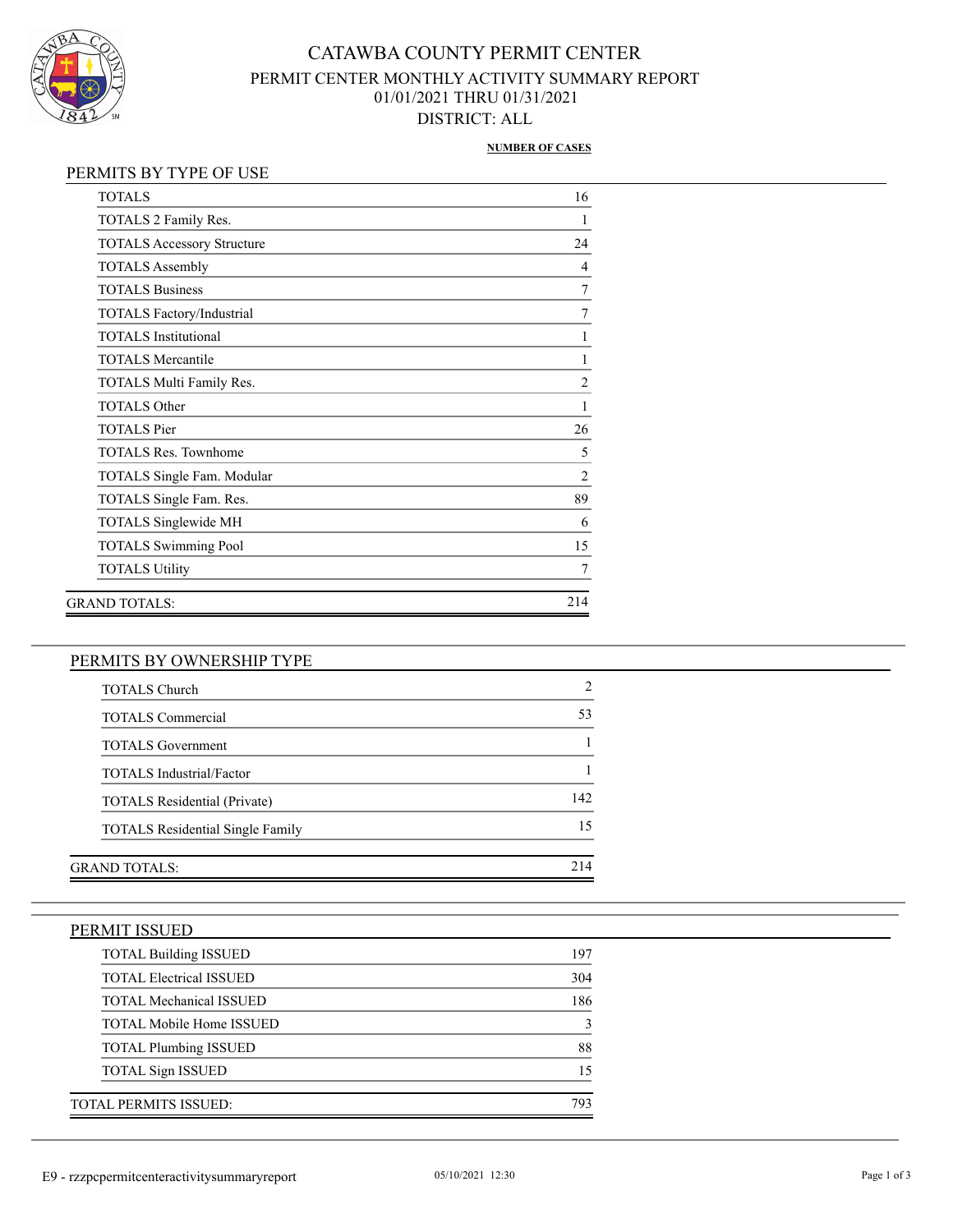# CATAWBA COUNTY PERMIT CENTER

## PERMIT CENTER MONTHLY ACTIVITY SUMMARY REPORT

01/01/2021 THRU 01/31/2021

DISTRICT: ALL

### PERMITS BY TYPE OF USE

| | NUMBER OF CASES |
|---|---|
| TOTALS | 16 |
| TOTALS 2 Family Res. | 1 |
| TOTALS Accessory Structure | 24 |
| TOTALS Assembly | 4 |
| TOTALS Business | 7 |
| TOTALS Factory/Industrial | 7 |
| TOTALS Institutional | 1 |
| TOTALS Mercantile | 1 |
| TOTALS Multi Family Res. | 2 |
| TOTALS Other | 1 |
| TOTALS Pier | 26 |
| TOTALS Res. Townhome | 5 |
| TOTALS Single Fam. Modular | 2 |
| TOTALS Single Fam. Res. | 89 |
| TOTALS Singlewide MH | 6 |
| TOTALS Swimming Pool | 15 |
| TOTALS Utility | 7 |
| GRAND TOTALS: | 214 |

### PERMITS BY OWNERSHIP TYPE

| | |
|---|---|
| TOTALS Church | 2 |
| TOTALS Commercial | 53 |
| TOTALS Government | 1 |
| TOTALS Industrial/Factor | 1 |
| TOTALS Residential (Private) | 142 |
| TOTALS Residential Single Family | 15 |
| GRAND TOTALS: | 214 |

### PERMIT ISSUED

| | |
|---|---|
| TOTAL Building ISSUED | 197 |
| TOTAL Electrical ISSUED | 304 |
| TOTAL Mechanical ISSUED | 186 |
| TOTAL Mobile Home ISSUED | 3 |
| TOTAL Plumbing ISSUED | 88 |
| TOTAL Sign ISSUED | 15 |
| TOTAL PERMITS ISSUED: | 793 |

E9 - rzzpcpermitcenteractivitysummaryreport 05/10/2021 12:30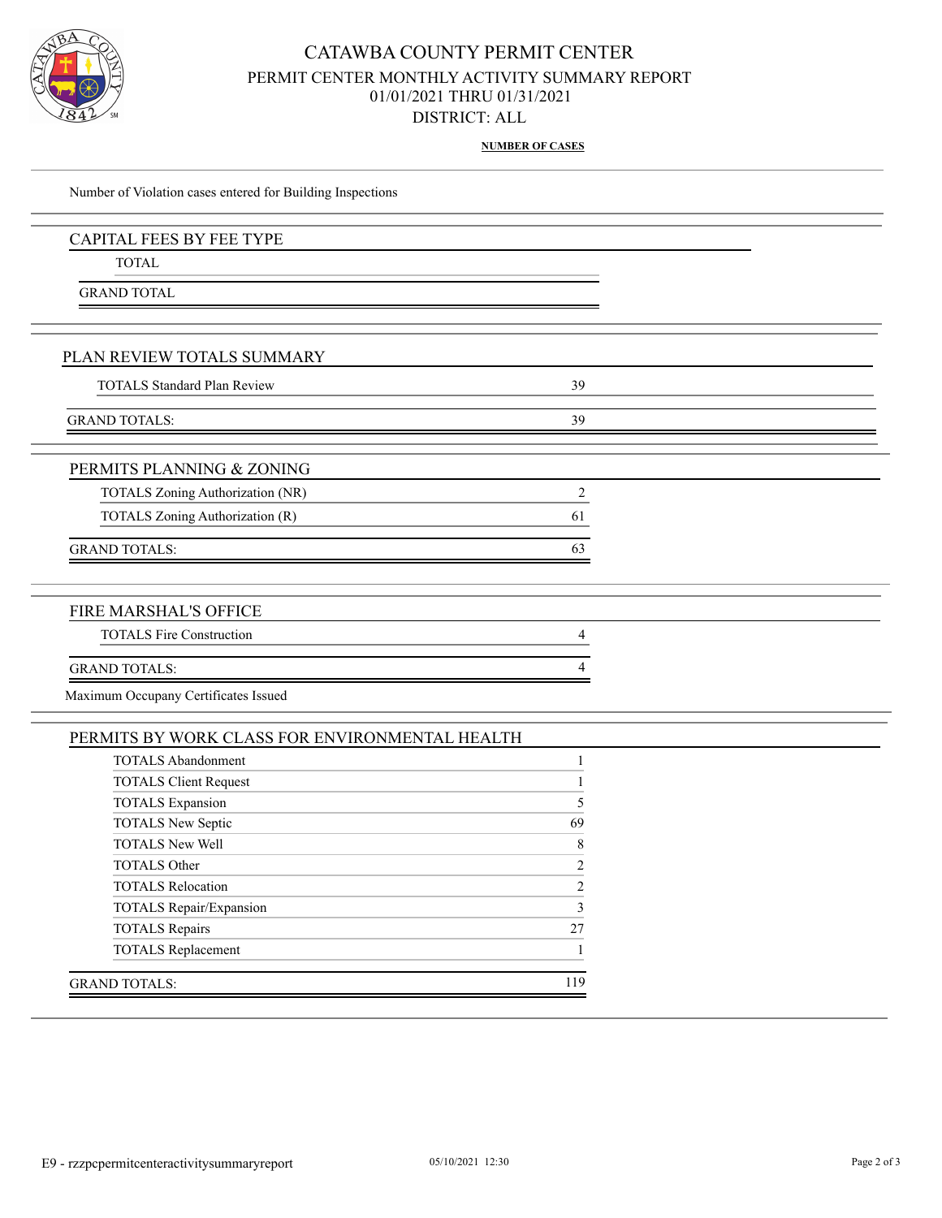# CATAWBA COUNTY PERMIT CENTER

## PERMIT CENTER MONTHLY ACTIVITY SUMMARY REPORT

01/01/2021 THRU 01/31/2021

DISTRICT: ALL

**NUMBER OF CASES**

Number of Violation cases entered for Building Inspections

## CAPITAL FEES BY FEE TYPE

| | |
|---|---|
| TOTAL | |
| GRAND TOTAL | |

## PLAN REVIEW TOTALS SUMMARY

| | |
|---|---|
| TOTALS Standard Plan Review | 39 |
| GRAND TOTALS: | 39 |

## PERMITS PLANNING & ZONING

| | |
|---|---|
| TOTALS Zoning Authorization (NR) | 2 |
| TOTALS Zoning Authorization (R) | 61 |
| GRAND TOTALS: | 63 |

## FIRE MARSHAL'S OFFICE

| | |
|---|---|
| TOTALS Fire Construction | 4 |
| GRAND TOTALS: | 4 |

Maximum Occupany Certificates Issued

## PERMITS BY WORK CLASS FOR ENVIRONMENTAL HEALTH

| | |
|---|---|
| TOTALS Abandonment | 1 |
| TOTALS Client Request | 1 |
| TOTALS Expansion | 5 |
| TOTALS New Septic | 69 |
| TOTALS New Well | 8 |
| TOTALS Other | 2 |
| TOTALS Relocation | 2 |
| TOTALS Repair/Expansion | 3 |
| TOTALS Repairs | 27 |
| TOTALS Replacement | 1 |
| GRAND TOTALS: | 119 |

E9 - rzzpcpermitcenteractivitysummaryreport 05/10/2021 12:30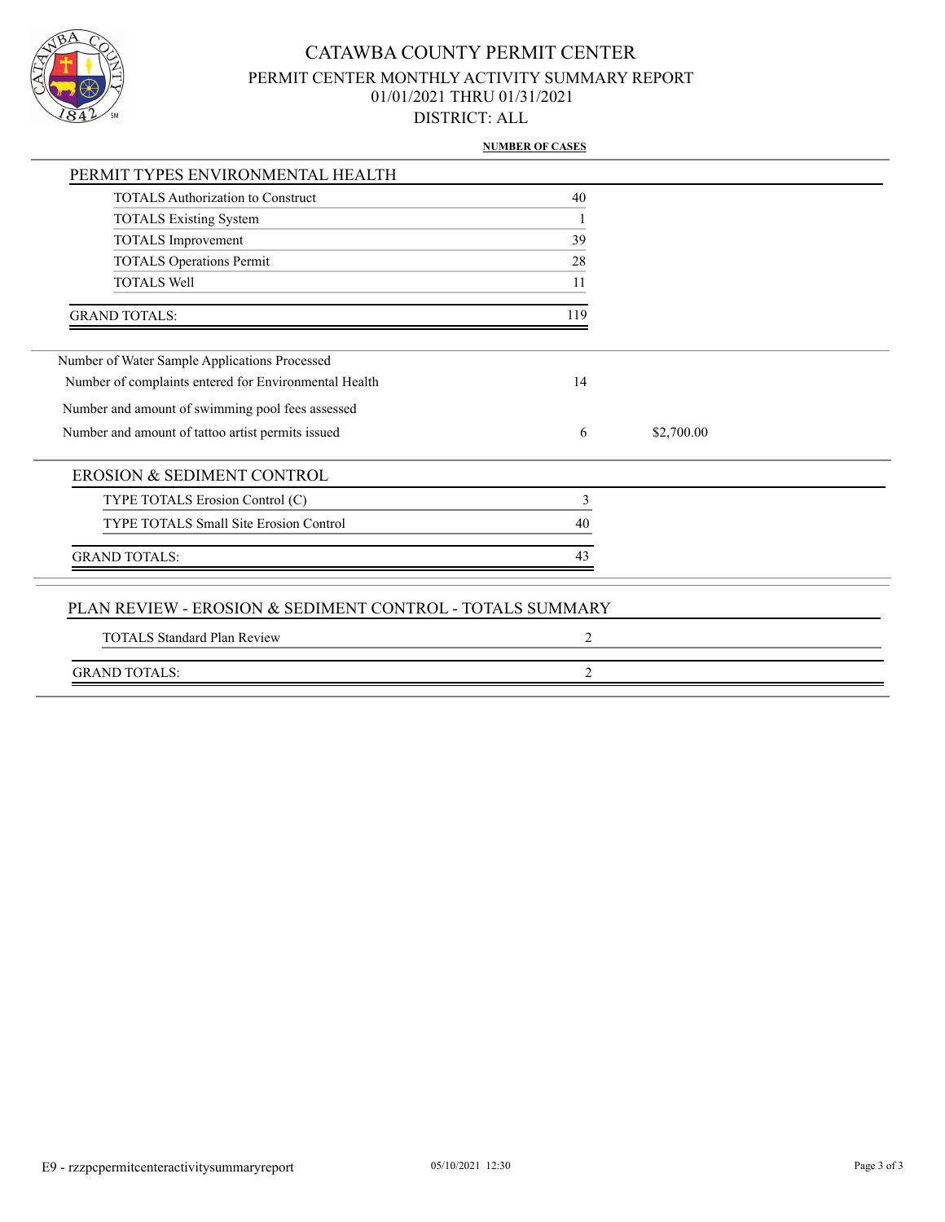# CATAWBA COUNTY PERMIT CENTER

## PERMIT CENTER MONTHLY ACTIVITY SUMMARY REPORT

01/01/2021 THRU 01/31/2021

DISTRICT: ALL

**NUMBER OF CASES**

### PERMIT TYPES ENVIRONMENTAL HEALTH

| | | |
|---|---|---|
| TOTALS Authorization to Construct | 40 | |
| TOTALS Existing System | 1 | |
| TOTALS Improvement | 39 | |
| TOTALS Operations Permit | 28 | |
| TOTALS Well | 11 | |
| GRAND TOTALS: | 119 | |
| Number of Water Sample Applications Processed | | |
| Number of complaints entered for Environmental Health | 14 | |
| Number and amount of swimming pool fees assessed | | |
| Number and amount of tattoo artist permits issued | 6 | $2,700.00 |

### EROSION & SEDIMENT CONTROL

| | |
|---|---|
| TYPE TOTALS Erosion Control (C) | 3 |
| TYPE TOTALS Small Site Erosion Control | 40 |
| GRAND TOTALS: | 43 |

### PLAN REVIEW - EROSION & SEDIMENT CONTROL - TOTALS SUMMARY

| | |
|---|---|
| TOTALS Standard Plan Review | 2 |
| GRAND TOTALS: | 2 |

E9 - rzzpcpermitcenteractivitysummaryreport 05/10/2021 12:30